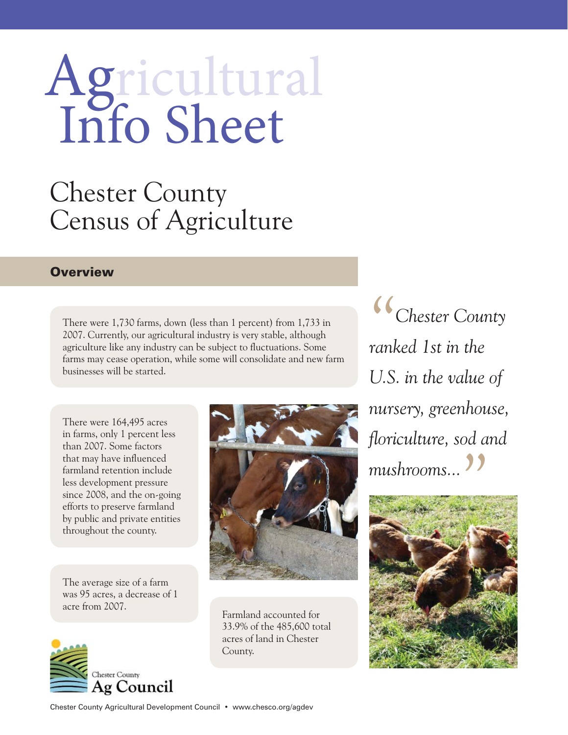# Agricultural Info Sheet

## Chester County Census of Agriculture

### Overview

There were 1,730 farms, down (less than 1 percent) from 1,733 in 2007. Currently, our agricultural industry is very stable, although agriculture like any industry can be subject to fluctuations. Some farms may cease operation, while some will consolidate and new farm businesses will be started.

There were 164,495 acres in farms, only 1 percent less than 2007. Some factors that may have influenced farmland retention include less development pressure since 2008, and the on-going efforts to preserve farmland by public and private entities throughout the county.

The average size of a farm was 95 acres, a decrease of 1 acre from 2007.

Farmland accounted for 33.9% of the 485,600 total acres of land in Chester County.

*"Chester County ranked 1st in the U.S. in the value of nursery, greenhouse, floriculture, sod and mushrooms..."*

Chester County Ag Council

Chester County Agricultural Development Council • www.chesco.org/agdev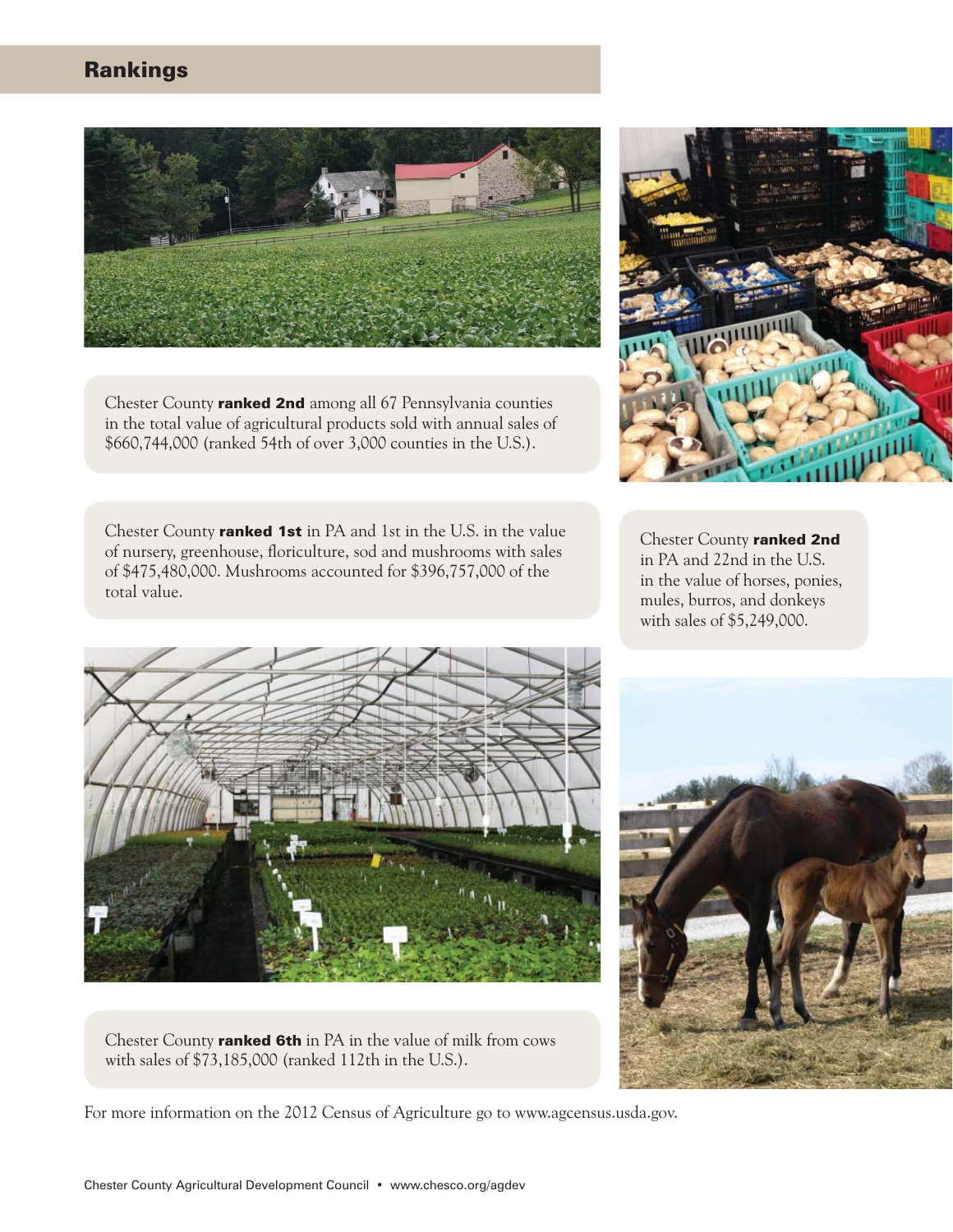## Rankings

Chester County **ranked 2nd** among all 67 Pennsylvania counties in the total value of agricultural products sold with annual sales of $660,744,000 (ranked 54th of over 3,000 counties in the U.S.).

Chester County **ranked 1st** in PA and 1st in the U.S. in the value of nursery, greenhouse, floriculture, sod and mushrooms with sales of $475,480,000. Mushrooms accounted for $396,757,000 of the total value.

Chester County **ranked 2nd** in PA and 22nd in the U.S. in the value of horses, ponies, mules, burros, and donkeys with sales of $5,249,000.

Chester County **ranked 6th** in PA in the value of milk from cows with sales of $73,185,000 (ranked 112th in the U.S.).

For more information on the 2012 Census of Agriculture go to www.agcensus.usda.gov.